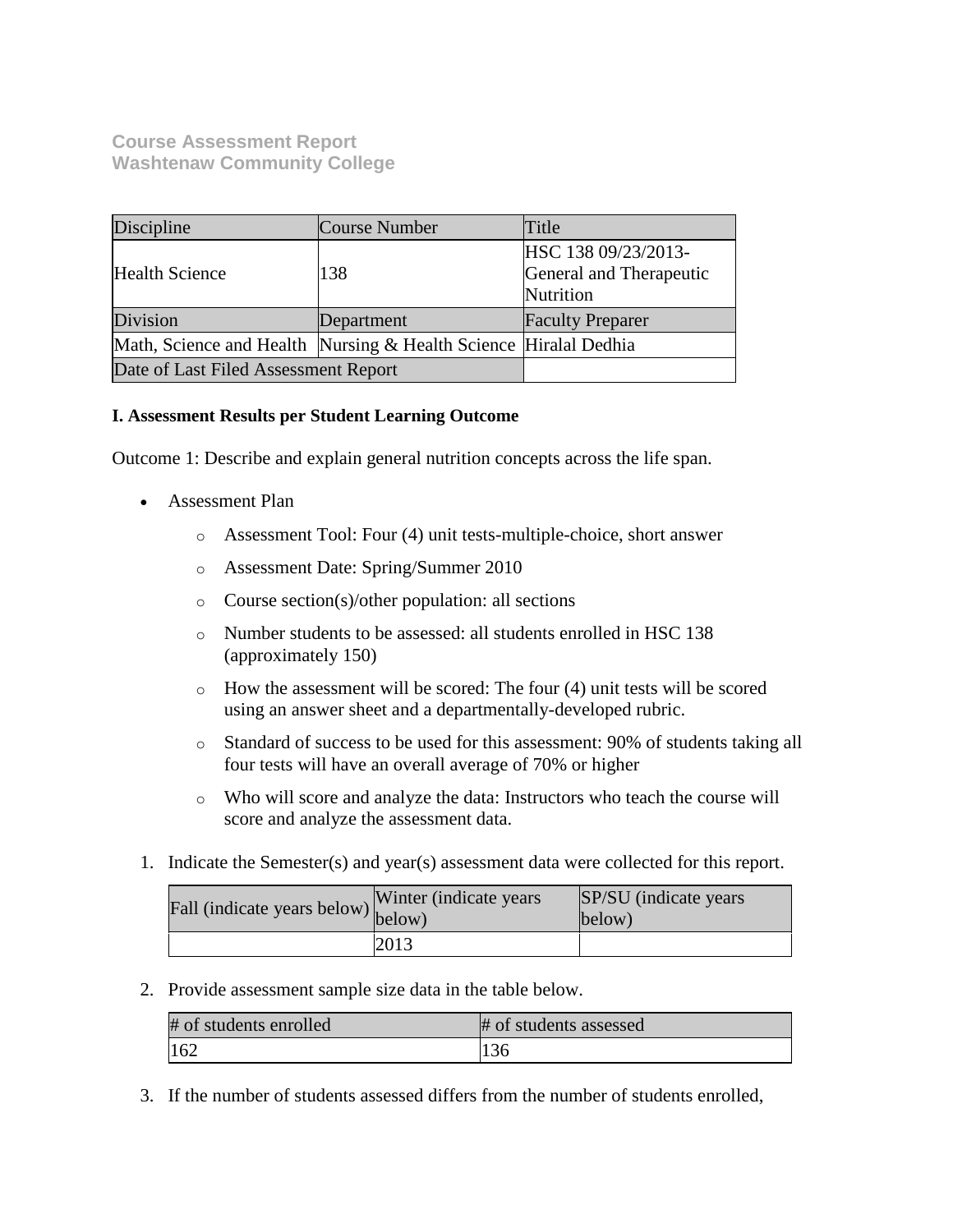# Course Assessment Report
## Washtenaw Community College

| Discipline | Course Number | Title |
| --- | --- | --- |
| Health Science | 138 | HSC 138 09/23/2013-General and Therapeutic Nutrition |
| Division | Department | Faculty Preparer |
| Math, Science and Health | Nursing & Health Science | Hiralal Dedhia |
| Date of Last Filed Assessment Report | | |

**I. Assessment Results per Student Learning Outcome**

Outcome 1: Describe and explain general nutrition concepts across the life span.

- Assessment Plan
    - Assessment Tool: Four (4) unit tests-multiple-choice, short answer
    - Assessment Date: Spring/Summer 2010
    - Course section(s)/other population: all sections
    - Number students to be assessed: all students enrolled in HSC 138 (approximately 150)
    - How the assessment will be scored: The four (4) unit tests will be scored using an answer sheet and a departmentally-developed rubric.
    - Standard of success to be used for this assessment: 90% of students taking all four tests will have an overall average of 70% or higher
    - Who will score and analyze the data: Instructors who teach the course will score and analyze the assessment data.

1. Indicate the Semester(s) and year(s) assessment data were collected for this report.

| Fall (indicate years below) | Winter (indicate years below) | SP/SU (indicate years below) |
| --- | --- | --- |
| | 2013 | |

2. Provide assessment sample size data in the table below.

| # of students enrolled | # of students assessed |
| --- | --- |
| 162 | 136 |

3. If the number of students assessed differs from the number of students enrolled,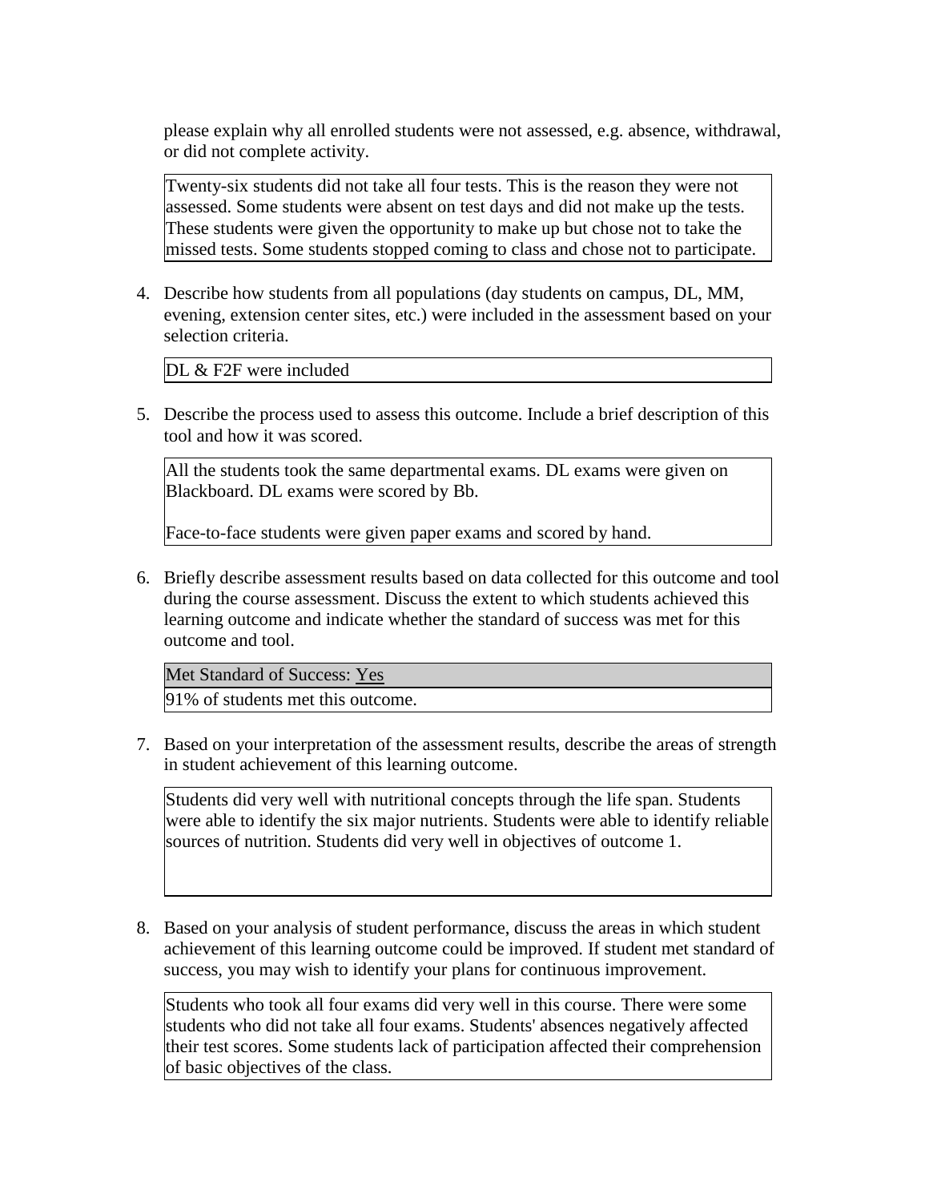please explain why all enrolled students were not assessed, e.g. absence, withdrawal, or did not complete activity.

> Twenty-six students did not take all four tests. This is the reason they were not assessed. Some students were absent on test days and did not make up the tests. These students were given the opportunity to make up but chose not to take the missed tests. Some students stopped coming to class and chose not to participate.

4. Describe how students from all populations (day students on campus, DL, MM, evening, extension center sites, etc.) were included in the assessment based on your selection criteria.

> DL & F2F were included

5. Describe the process used to assess this outcome. Include a brief description of this tool and how it was scored.

> All the students took the same departmental exams. DL exams were given on Blackboard. DL exams were scored by Bb.
>
> Face-to-face students were given paper exams and scored by hand.

6. Briefly describe assessment results based on data collected for this outcome and tool during the course assessment. Discuss the extent to which students achieved this learning outcome and indicate whether the standard of success was met for this outcome and tool.

| Met Standard of Success: Yes |
|---|
| 91% of students met this outcome. |

7. Based on your interpretation of the assessment results, describe the areas of strength in student achievement of this learning outcome.

> Students did very well with nutritional concepts through the life span. Students were able to identify the six major nutrients. Students were able to identify reliable sources of nutrition. Students did very well in objectives of outcome 1.

8. Based on your analysis of student performance, discuss the areas in which student achievement of this learning outcome could be improved. If student met standard of success, you may wish to identify your plans for continuous improvement.

> Students who took all four exams did very well in this course. There were some students who did not take all four exams. Students' absences negatively affected their test scores. Some students lack of participation affected their comprehension of basic objectives of the class.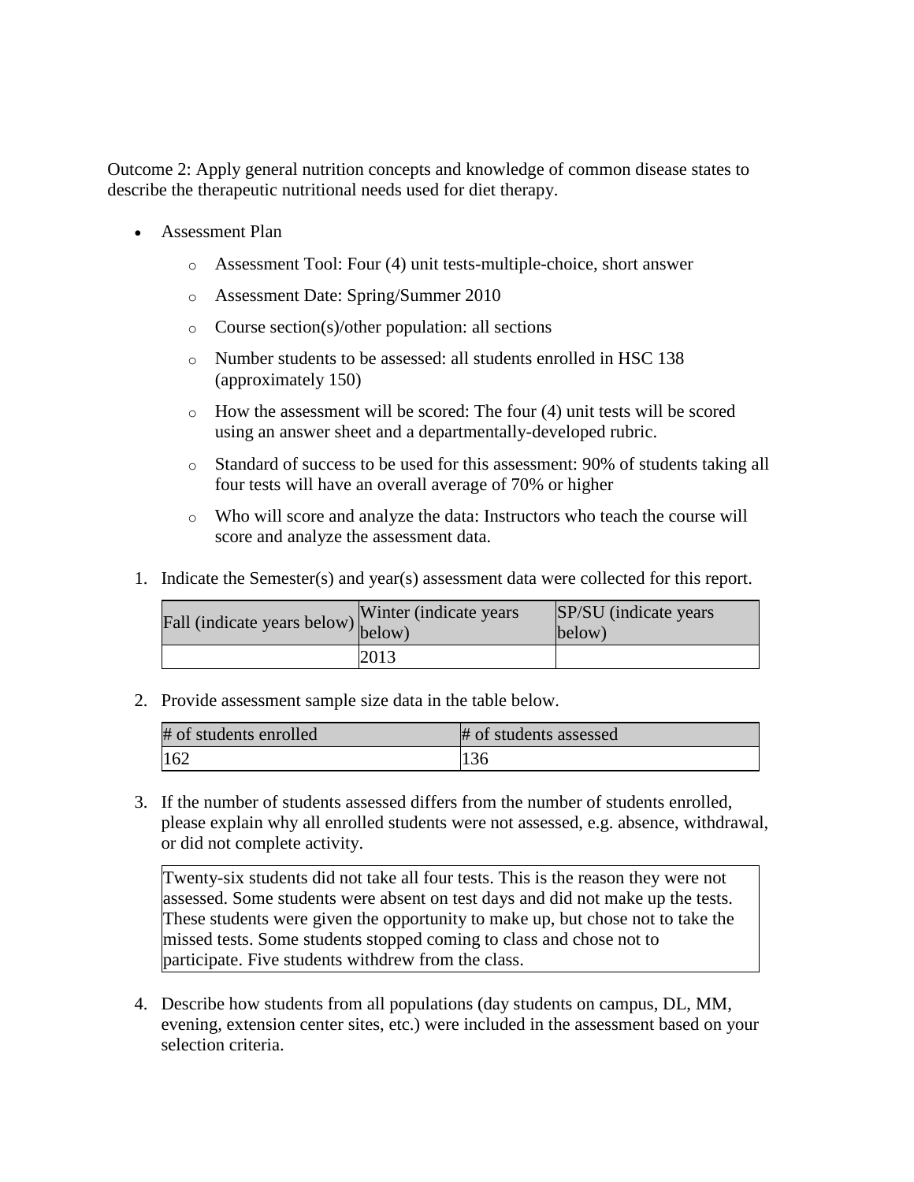Outcome 2: Apply general nutrition concepts and knowledge of common disease states to describe the therapeutic nutritional needs used for diet therapy.

- Assessment Plan
    - Assessment Tool: Four (4) unit tests-multiple-choice, short answer
    - Assessment Date: Spring/Summer 2010
    - Course section(s)/other population: all sections
    - Number students to be assessed: all students enrolled in HSC 138 (approximately 150)
    - How the assessment will be scored: The four (4) unit tests will be scored using an answer sheet and a departmentally-developed rubric.
    - Standard of success to be used for this assessment: 90% of students taking all four tests will have an overall average of 70% or higher
    - Who will score and analyze the data: Instructors who teach the course will score and analyze the assessment data.

1. Indicate the Semester(s) and year(s) assessment data were collected for this report.

| Fall (indicate years below) | Winter (indicate years below) | SP/SU (indicate years below) |
|---|---|---|
| | 2013 | |

2. Provide assessment sample size data in the table below.

| # of students enrolled | # of students assessed |
|---|---|
| 162 | 136 |

3. If the number of students assessed differs from the number of students enrolled, please explain why all enrolled students were not assessed, e.g. absence, withdrawal, or did not complete activity.

| Twenty-six students did not take all four tests. This is the reason they were not assessed. Some students were absent on test days and did not make up the tests. These students were given the opportunity to make up, but chose not to take the missed tests. Some students stopped coming to class and chose not to participate. Five students withdrew from the class. |
|---|

4. Describe how students from all populations (day students on campus, DL, MM, evening, extension center sites, etc.) were included in the assessment based on your selection criteria.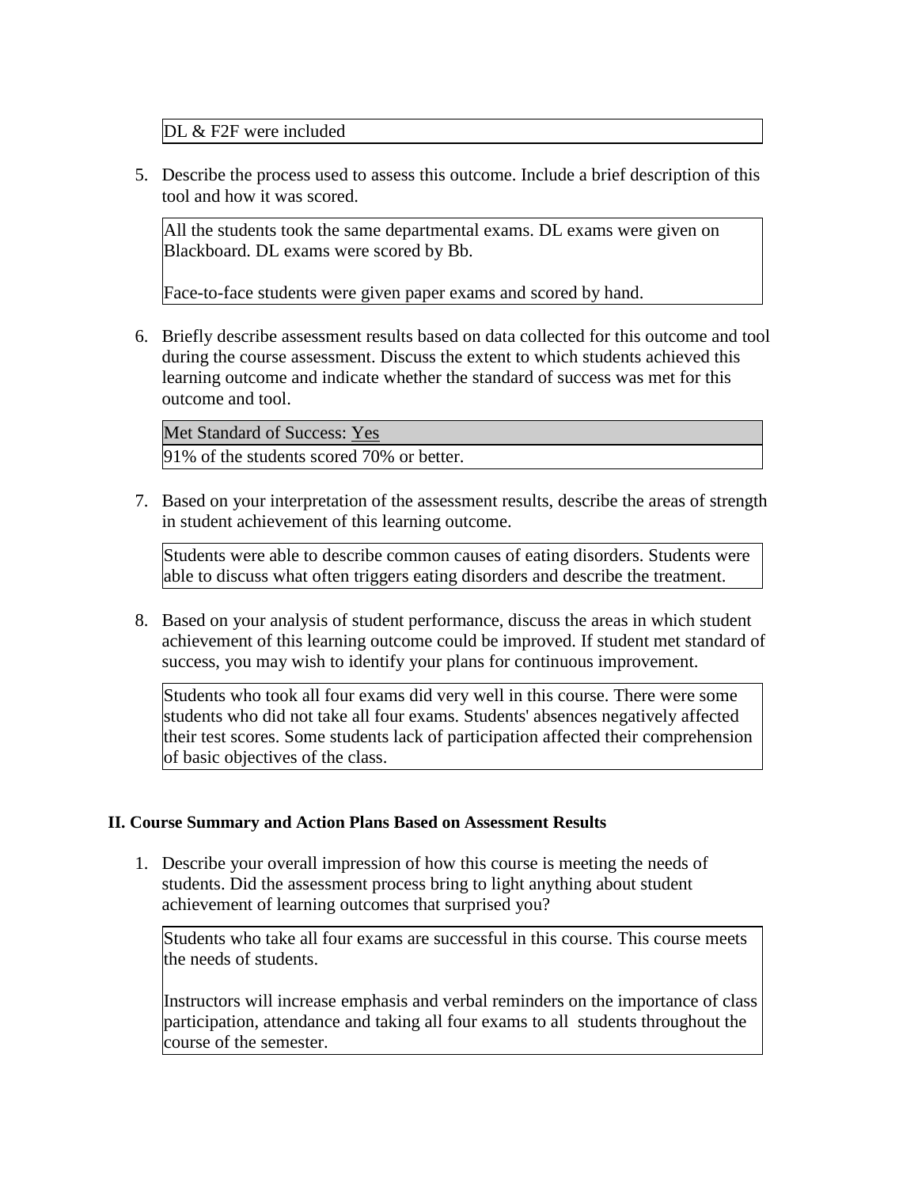DL & F2F were included

5. Describe the process used to assess this outcome. Include a brief description of this tool and how it was scored.

All the students took the same departmental exams. DL exams were given on Blackboard. DL exams were scored by Bb.

Face-to-face students were given paper exams and scored by hand.

6. Briefly describe assessment results based on data collected for this outcome and tool during the course assessment. Discuss the extent to which students achieved this learning outcome and indicate whether the standard of success was met for this outcome and tool.

| Met Standard of Success: Yes |
|---|
| 91% of the students scored 70% or better. |

7. Based on your interpretation of the assessment results, describe the areas of strength in student achievement of this learning outcome.

Students were able to describe common causes of eating disorders. Students were able to discuss what often triggers eating disorders and describe the treatment.

8. Based on your analysis of student performance, discuss the areas in which student achievement of this learning outcome could be improved. If student met standard of success, you may wish to identify your plans for continuous improvement.

Students who took all four exams did very well in this course. There were some students who did not take all four exams. Students' absences negatively affected their test scores. Some students lack of participation affected their comprehension of basic objectives of the class.

## II. Course Summary and Action Plans Based on Assessment Results

1. Describe your overall impression of how this course is meeting the needs of students. Did the assessment process bring to light anything about student achievement of learning outcomes that surprised you?

Students who take all four exams are successful in this course. This course meets the needs of students.

Instructors will increase emphasis and verbal reminders on the importance of class participation, attendance and taking all four exams to all students throughout the course of the semester.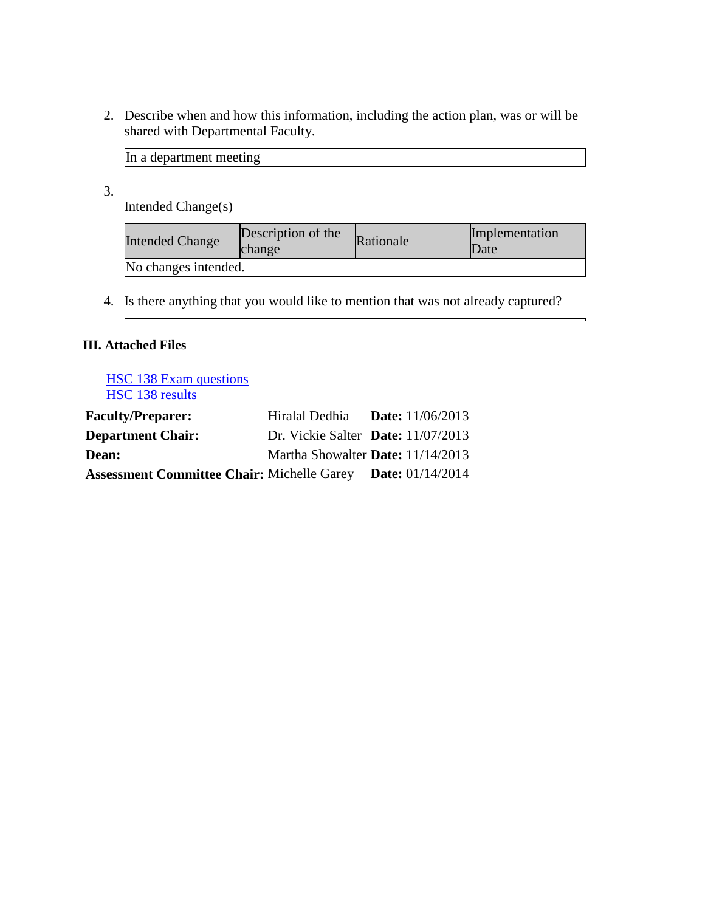2. Describe when and how this information, including the action plan, was or will be shared with Departmental Faculty.

| |
|---|
| In a department meeting |

3. Intended Change(s)

| Intended Change | Description of the change | Rationale | Implementation Date |
|---|---|---|---|
| No changes intended. | | | |

4. Is there anything that you would like to mention that was not already captured?

### III. Attached Files

[HSC 138 Exam questions]
[HSC 138 results]

| | | |
|---|---|---|
| **Faculty/Preparer:** | Hiralal Dedhia | **Date:** 11/06/2013 |
| **Department Chair:** | Dr. Vickie Salter | **Date:** 11/07/2013 |
| **Dean:** | Martha Showalter | **Date:** 11/14/2013 |
| **Assessment Committee Chair:** | Michelle Garey | **Date:** 01/14/2014 |